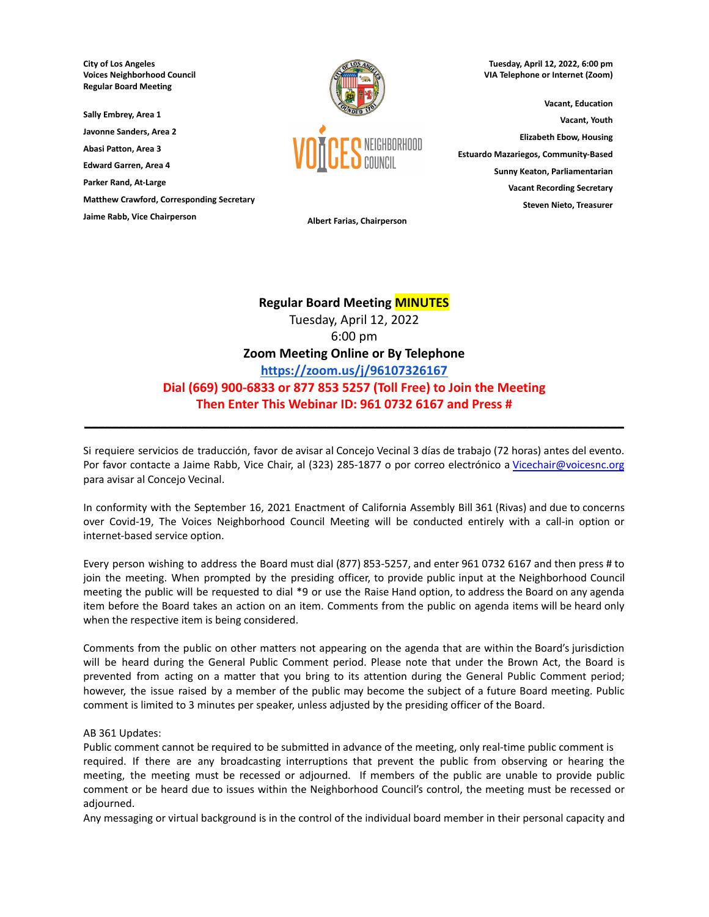City of Los Angeles
Voices Neighborhood Council
Regular Board Meeting

Tuesday, April 12, 2022, 6:00 pm
VIA Telephone or Internet (Zoom)

Sally Embrey, Area 1
Javonne Sanders, Area 2
Abasi Patton, Area 3
Edward Garren, Area 4
Parker Rand, At-Large
Matthew Crawford, Corresponding Secretary
Jaime Rabb, Vice Chairperson

Albert Farias, Chairperson

Vacant, Education
Vacant, Youth
Elizabeth Ebow, Housing
Estuardo Mazariegos, Community-Based
Sunny Keaton, Parliamentarian
Vacant Recording Secretary
Steven Nieto, Treasurer

**Regular Board Meeting MINUTES**
Tuesday, April 12, 2022
6:00 pm
**Zoom Meeting Online or By Telephone**
**https://zoom.us/j/96107326167**
**Dial (669) 900-6833 or 877 853 5257 (Toll Free) to Join the Meeting**
**Then Enter This Webinar ID: 961 0732 6167 and Press #**

---

Si requiere servicios de traducción, favor de avisar al Concejo Vecinal 3 días de trabajo (72 horas) antes del evento. Por favor contacte a Jaime Rabb, Vice Chair, al (323) 285-1877 o por correo electrónico a Vicechair@voicesnc.org para avisar al Concejo Vecinal.

In conformity with the September 16, 2021 Enactment of California Assembly Bill 361 (Rivas) and due to concerns over Covid-19, The Voices Neighborhood Council Meeting will be conducted entirely with a call-in option or internet-based service option.

Every person wishing to address the Board must dial (877) 853-5257, and enter 961 0732 6167 and then press # to join the meeting. When prompted by the presiding officer, to provide public input at the Neighborhood Council meeting the public will be requested to dial *9 or use the Raise Hand option, to address the Board on any agenda item before the Board takes an action on an item. Comments from the public on agenda items will be heard only when the respective item is being considered.

Comments from the public on other matters not appearing on the agenda that are within the Board's jurisdiction will be heard during the General Public Comment period. Please note that under the Brown Act, the Board is prevented from acting on a matter that you bring to its attention during the General Public Comment period; however, the issue raised by a member of the public may become the subject of a future Board meeting. Public comment is limited to 3 minutes per speaker, unless adjusted by the presiding officer of the Board.

AB 361 Updates:
Public comment cannot be required to be submitted in advance of the meeting, only real-time public comment is required. If there are any broadcasting interruptions that prevent the public from observing or hearing the meeting, the meeting must be recessed or adjourned. If members of the public are unable to provide public comment or be heard due to issues within the Neighborhood Council's control, the meeting must be recessed or adjourned.
Any messaging or virtual background is in the control of the individual board member in their personal capacity and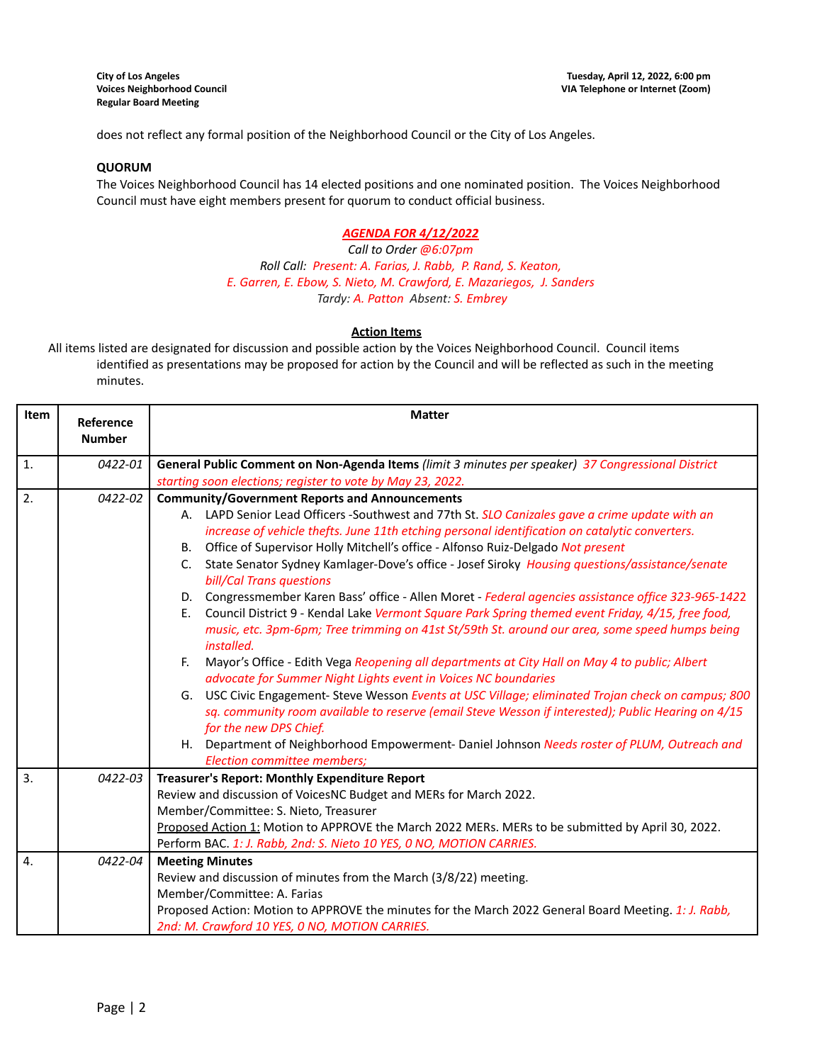does not reflect any formal position of the Neighborhood Council or the City of Los Angeles.

**QUORUM**

The Voices Neighborhood Council has 14 elected positions and one nominated position. The Voices Neighborhood Council must have eight members present for quorum to conduct official business.

***AGENDA FOR 4/12/2022***

*Call to Order @6:07pm*

*Roll Call: Present: A. Farias, J. Rabb, P. Rand, S. Keaton, E. Garren, E. Ebow, S. Nieto, M. Crawford, E. Mazariegos, J. Sanders*

*Tardy: A. Patton Absent: S. Embrey*

**Action Items**

All items listed are designated for discussion and possible action by the Voices Neighborhood Council. Council items identified as presentations may be proposed for action by the Council and will be reflected as such in the meeting minutes.

| Item | Reference Number | Matter |
|---|---|---|
| 1. | *0422-01* | **General Public Comment on Non-Agenda Items** *(limit 3 minutes per speaker) 37 Congressional District starting soon elections; register to vote by May 23, 2022.* |
| 2. | *0422-02* | **Community/Government Reports and Announcements**<br>A. LAPD Senior Lead Officers -Southwest and 77th St. *SLO Canizales gave a crime update with an increase of vehicle thefts. June 11th etching personal identification on catalytic converters.*<br>B. Office of Supervisor Holly Mitchell's office - Alfonso Ruiz-Delgado *Not present*<br>C. State Senator Sydney Kamlager-Dove's office - Josef Siroky *Housing questions/assistance/senate bill/Cal Trans questions*<br>D. Congressmember Karen Bass' office - Allen Moret - *Federal agencies assistance office 323-965-1422*<br>E. Council District 9 - Kendal Lake *Vermont Square Park Spring themed event Friday, 4/15, free food, music, etc. 3pm-6pm; Tree trimming on 41st St/59th St. around our area, some speed humps being installed.*<br>F. Mayor's Office - Edith Vega *Reopening all departments at City Hall on May 4 to public; Albert advocate for Summer Night Lights event in Voices NC boundaries*<br>G. USC Civic Engagement- Steve Wesson *Events at USC Village; eliminated Trojan check on campus; 800 sq. community room available to reserve (email Steve Wesson if interested); Public Hearing on 4/15 for the new DPS Chief.*<br>H. Department of Neighborhood Empowerment- Daniel Johnson *Needs roster of PLUM, Outreach and Election committee members;* |
| 3. | *0422-03* | **Treasurer's Report: Monthly Expenditure Report**<br>Review and discussion of VoicesNC Budget and MERs for March 2022.<br>Member/Committee: S. Nieto, Treasurer<br><u>Proposed Action 1:</u> Motion to APPROVE the March 2022 MERs. MERs to be submitted by April 30, 2022. Perform BAC. *1: J. Rabb, 2nd: S. Nieto 10 YES, 0 NO, MOTION CARRIES.* |
| 4. | *0422-04* | **Meeting Minutes**<br>Review and discussion of minutes from the March (3/8/22) meeting.<br>Member/Committee: A. Farias<br>Proposed Action: Motion to APPROVE the minutes for the March 2022 General Board Meeting. *1: J. Rabb, 2nd: M. Crawford 10 YES, 0 NO, MOTION CARRIES.* |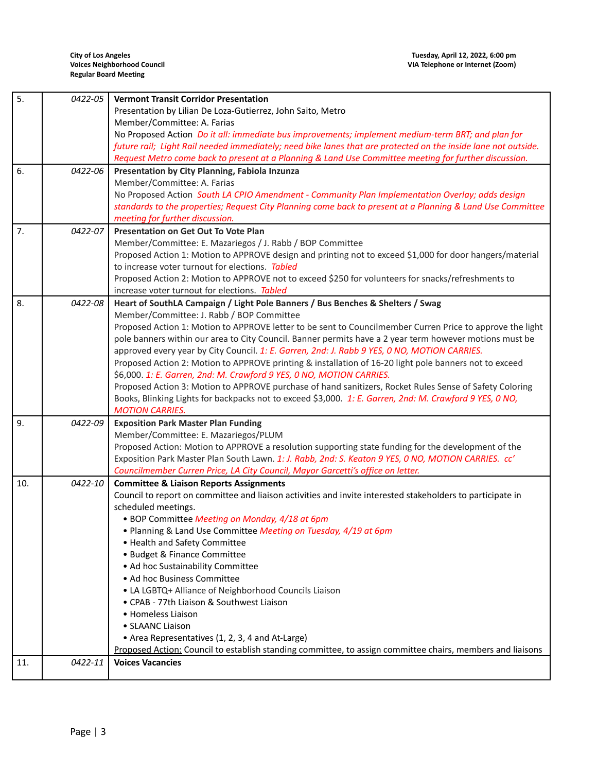| | | |
|---|---|---|
| 5. | *0422-05* | **Vermont Transit Corridor Presentation**<br>Presentation by Lilian De Loza-Gutierrez, John Saito, Metro<br>Member/Committee: A. Farias<br>No Proposed Action *Do it all: immediate bus improvements; implement medium-term BRT; and plan for future rail; Light Rail needed immediately; need bike lanes that are protected on the inside lane not outside. Request Metro come back to present at a Planning & Land Use Committee meeting for further discussion.* |
| 6. | *0422-06* | **Presentation by City Planning, Fabiola Inzunza**<br>Member/Committee: A. Farias<br>No Proposed Action *South LA CPIO Amendment - Community Plan Implementation Overlay; adds design standards to the properties; Request City Planning come back to present at a Planning & Land Use Committee meeting for further discussion.* |
| 7. | *0422-07* | **Presentation on Get Out To Vote Plan**<br>Member/Committee: E. Mazariegos / J. Rabb / BOP Committee<br>Proposed Action 1: Motion to APPROVE design and printing not to exceed $1,000 for door hangers/material to increase voter turnout for elections. *Tabled*<br>Proposed Action 2: Motion to APPROVE not to exceed $250 for volunteers for snacks/refreshments to increase voter turnout for elections. *Tabled* |
| 8. | *0422-08* | **Heart of SouthLA Campaign / Light Pole Banners / Bus Benches & Shelters / Swag**<br>Member/Committee: J. Rabb / BOP Committee<br>Proposed Action 1: Motion to APPROVE letter to be sent to Councilmember Curren Price to approve the light pole banners within our area to City Council. Banner permits have a 2 year term however motions must be approved every year by City Council. *1: E. Garren, 2nd: J. Rabb 9 YES, 0 NO, MOTION CARRIES.*<br>Proposed Action 2: Motion to APPROVE printing & installation of 16-20 light pole banners not to exceed $6,000. *1: E. Garren, 2nd: M. Crawford 9 YES, 0 NO, MOTION CARRIES.*<br>Proposed Action 3: Motion to APPROVE purchase of hand sanitizers, Rocket Rules Sense of Safety Coloring Books, Blinking Lights for backpacks not to exceed $3,000. *1: E. Garren, 2nd: M. Crawford 9 YES, 0 NO, MOTION CARRIES.* |
| 9. | *0422-09* | **Exposition Park Master Plan Funding**<br>Member/Committee: E. Mazariegos/PLUM<br>Proposed Action: Motion to APPROVE a resolution supporting state funding for the development of the Exposition Park Master Plan South Lawn. *1: J. Rabb, 2nd: S. Keaton 9 YES, 0 NO, MOTION CARRIES. cc' Councilmember Curren Price, LA City Council, Mayor Garcetti's office on letter.* |
| 10. | *0422-10* | **Committee & Liaison Reports Assignments**<br>Council to report on committee and liaison activities and invite interested stakeholders to participate in scheduled meetings.<br>• BOP Committee *Meeting on Monday, 4/18 at 6pm*<br>• Planning & Land Use Committee *Meeting on Tuesday, 4/19 at 6pm*<br>• Health and Safety Committee<br>• Budget & Finance Committee<br>• Ad hoc Sustainability Committee<br>• Ad hoc Business Committee<br>• LA LGBTQ+ Alliance of Neighborhood Councils Liaison<br>• CPAB - 77th Liaison & Southwest Liaison<br>• Homeless Liaison<br>• SLAANC Liaison<br>• Area Representatives (1, 2, 3, 4 and At-Large)<br>Proposed Action: Council to establish standing committee, to assign committee chairs, members and liaisons |
| 11. | *0422-11* | **Voices Vacancies** |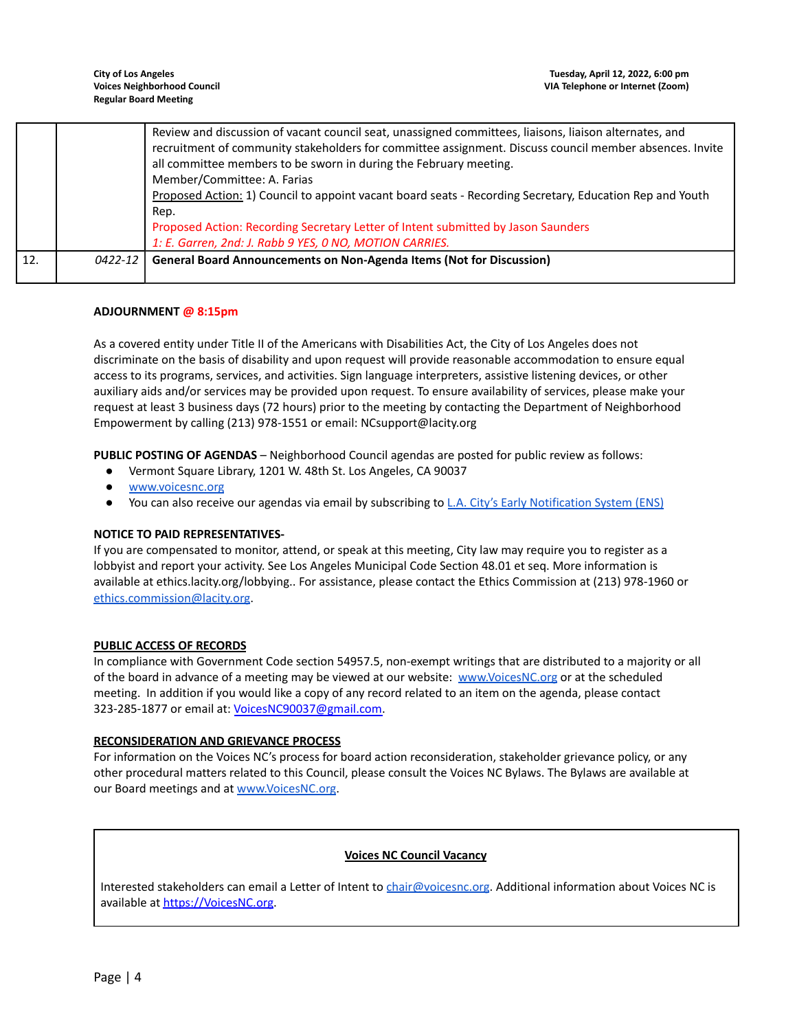| | | |
|---|---|---|
| | | Review and discussion of vacant council seat, unassigned committees, liaisons, liaison alternates, and recruitment of community stakeholders for committee assignment. Discuss council member absences. Invite all committee members to be sworn in during the February meeting.<br>Member/Committee: A. Farias<br>Proposed Action: 1) Council to appoint vacant board seats - Recording Secretary, Education Rep and Youth Rep.<br>Proposed Action: Recording Secretary Letter of Intent submitted by Jason Saunders<br>*1: E. Garren, 2nd: J. Rabb 9 YES, 0 NO, MOTION CARRIES.* |
| 12. | *0422-12* | **General Board Announcements on Non-Agenda Items (Not for Discussion)** |

**ADJOURNMENT @ 8:15pm**

As a covered entity under Title II of the Americans with Disabilities Act, the City of Los Angeles does not discriminate on the basis of disability and upon request will provide reasonable accommodation to ensure equal access to its programs, services, and activities. Sign language interpreters, assistive listening devices, or other auxiliary aids and/or services may be provided upon request. To ensure availability of services, please make your request at least 3 business days (72 hours) prior to the meeting by contacting the Department of Neighborhood Empowerment by calling (213) 978-1551 or email: NCsupport@lacity.org

**PUBLIC POSTING OF AGENDAS** – Neighborhood Council agendas are posted for public review as follows:

- Vermont Square Library, 1201 W. 48th St. Los Angeles, CA 90037
- www.voicesnc.org
- You can also receive our agendas via email by subscribing to L.A. City's Early Notification System (ENS)

**NOTICE TO PAID REPRESENTATIVES-**
If you are compensated to monitor, attend, or speak at this meeting, City law may require you to register as a lobbyist and report your activity. See Los Angeles Municipal Code Section 48.01 et seq. More information is available at ethics.lacity.org/lobbying.. For assistance, please contact the Ethics Commission at (213) 978-1960 or ethics.commission@lacity.org.

**PUBLIC ACCESS OF RECORDS**
In compliance with Government Code section 54957.5, non-exempt writings that are distributed to a majority or all of the board in advance of a meeting may be viewed at our website: www.VoicesNC.org or at the scheduled meeting. In addition if you would like a copy of any record related to an item on the agenda, please contact 323-285-1877 or email at: VoicesNC90037@gmail.com.

**RECONSIDERATION AND GRIEVANCE PROCESS**
For information on the Voices NC's process for board action reconsideration, stakeholder grievance policy, or any other procedural matters related to this Council, please consult the Voices NC Bylaws. The Bylaws are available at our Board meetings and at www.VoicesNC.org.

**Voices NC Council Vacancy**

Interested stakeholders can email a Letter of Intent to chair@voicesnc.org. Additional information about Voices NC is available at https://VoicesNC.org.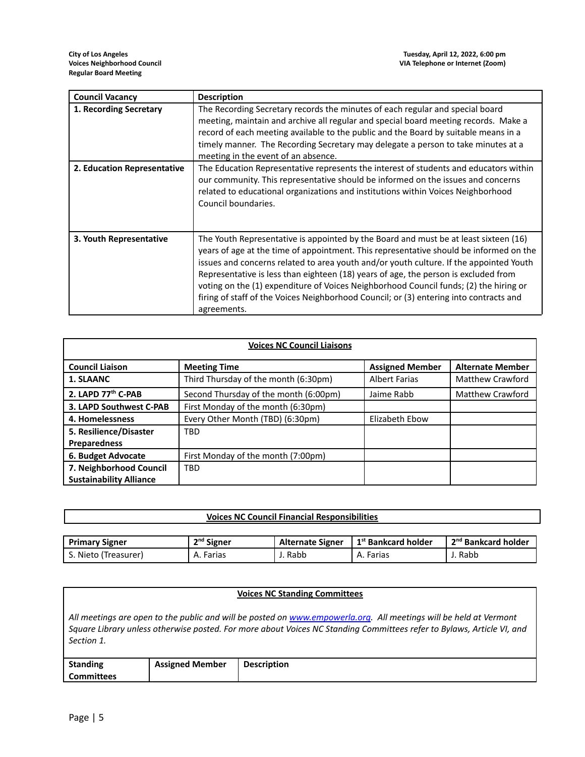| Council Vacancy | Description |
|---|---|
| **1. Recording Secretary** | The Recording Secretary records the minutes of each regular and special board meeting, maintain and archive all regular and special board meeting records. Make a record of each meeting available to the public and the Board by suitable means in a timely manner. The Recording Secretary may delegate a person to take minutes at a meeting in the event of an absence. |
| **2. Education Representative** | The Education Representative represents the interest of students and educators within our community. This representative should be informed on the issues and concerns related to educational organizations and institutions within Voices Neighborhood Council boundaries. |
| **3. Youth Representative** | The Youth Representative is appointed by the Board and must be at least sixteen (16) years of age at the time of appointment. This representative should be informed on the issues and concerns related to area youth and/or youth culture. If the appointed Youth Representative is less than eighteen (18) years of age, the person is excluded from voting on the (1) expenditure of Voices Neighborhood Council funds; (2) the hiring or firing of staff of the Voices Neighborhood Council; or (3) entering into contracts and agreements. |

**Voices NC Council Liaisons**

| Council Liaison | Meeting Time | Assigned Member | Alternate Member |
|---|---|---|---|
| **1. SLAANC** | Third Thursday of the month (6:30pm) | Albert Farias | Matthew Crawford |
| **2. LAPD 77th C-PAB** | Second Thursday of the month (6:00pm) | Jaime Rabb | Matthew Crawford |
| **3. LAPD Southwest C-PAB** | First Monday of the month (6:30pm) | | |
| **4. Homelessness** | Every Other Month (TBD) (6:30pm) | Elizabeth Ebow | |
| **5. Resilience/Disaster Preparedness** | TBD | | |
| **6. Budget Advocate** | First Monday of the month (7:00pm) | | |
| **7. Neighborhood Council Sustainability Alliance** | TBD | | |

**Voices NC Council Financial Responsibilities**

| Primary Signer | 2nd Signer | Alternate Signer | 1st Bankcard holder | 2nd Bankcard holder |
|---|---|---|---|---|
| S. Nieto (Treasurer) | A. Farias | J. Rabb | A. Farias | J. Rabb |

**Voices NC Standing Committees**

*All meetings are open to the public and will be posted on www.empowerla.org. All meetings will be held at Vermont Square Library unless otherwise posted. For more about Voices NC Standing Committees refer to Bylaws, Article VI, and Section 1.*

| Standing Committees | Assigned Member | Description |
|---|---|---|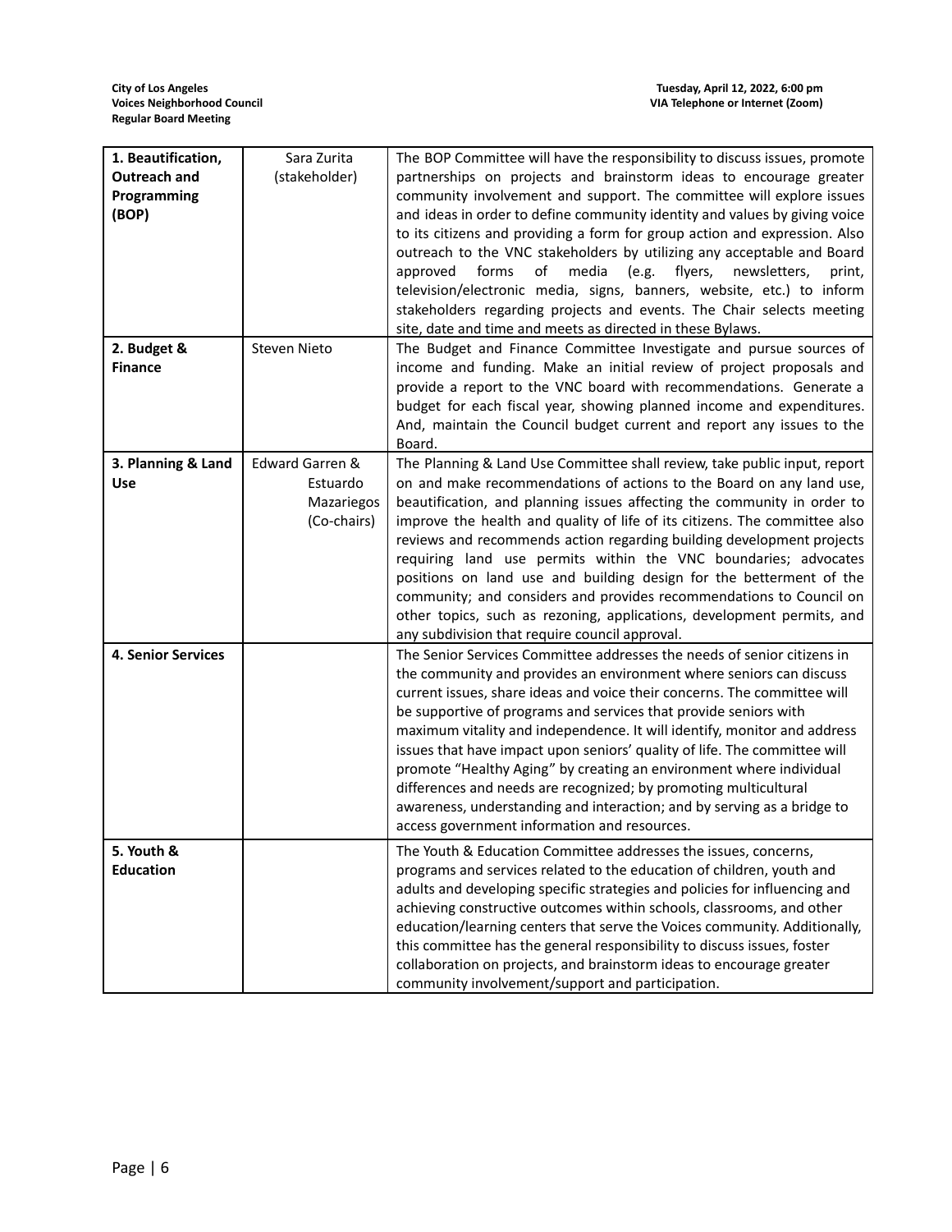| | | |
|---|---|---|
| **1. Beautification, Outreach and Programming (BOP)** | Sara Zurita (stakeholder) | The BOP Committee will have the responsibility to discuss issues, promote partnerships on projects and brainstorm ideas to encourage greater community involvement and support. The committee will explore issues and ideas in order to define community identity and values by giving voice to its citizens and providing a form for group action and expression. Also outreach to the VNC stakeholders by utilizing any acceptable and Board approved forms of media (e.g. flyers, newsletters, print, television/electronic media, signs, banners, website, etc.) to inform stakeholders regarding projects and events. The Chair selects meeting site, date and time and meets as directed in these Bylaws. |
| **2. Budget & Finance** | Steven Nieto | The Budget and Finance Committee Investigate and pursue sources of income and funding. Make an initial review of project proposals and provide a report to the VNC board with recommendations. Generate a budget for each fiscal year, showing planned income and expenditures. And, maintain the Council budget current and report any issues to the Board. |
| **3. Planning & Land Use** | Edward Garren & Estuardo Mazariegos (Co-chairs) | The Planning & Land Use Committee shall review, take public input, report on and make recommendations of actions to the Board on any land use, beautification, and planning issues affecting the community in order to improve the health and quality of life of its citizens. The committee also reviews and recommends action regarding building development projects requiring land use permits within the VNC boundaries; advocates positions on land use and building design for the betterment of the community; and considers and provides recommendations to Council on other topics, such as rezoning, applications, development permits, and any subdivision that require council approval. |
| **4. Senior Services** | | The Senior Services Committee addresses the needs of senior citizens in the community and provides an environment where seniors can discuss current issues, share ideas and voice their concerns. The committee will be supportive of programs and services that provide seniors with maximum vitality and independence. It will identify, monitor and address issues that have impact upon seniors' quality of life. The committee will promote "Healthy Aging" by creating an environment where individual differences and needs are recognized; by promoting multicultural awareness, understanding and interaction; and by serving as a bridge to access government information and resources. |
| **5. Youth & Education** | | The Youth & Education Committee addresses the issues, concerns, programs and services related to the education of children, youth and adults and developing specific strategies and policies for influencing and achieving constructive outcomes within schools, classrooms, and other education/learning centers that serve the Voices community. Additionally, this committee has the general responsibility to discuss issues, foster collaboration on projects, and brainstorm ideas to encourage greater community involvement/support and participation. |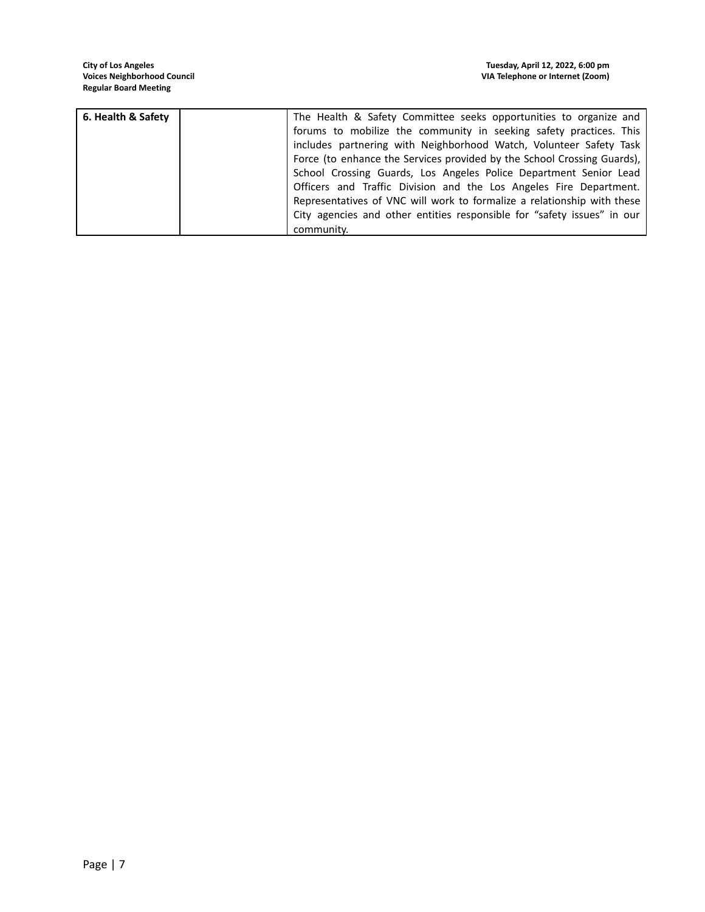| | | |
|---|---|---|
| **6. Health & Safety** | | The Health & Safety Committee seeks opportunities to organize and forums to mobilize the community in seeking safety practices. This includes partnering with Neighborhood Watch, Volunteer Safety Task Force (to enhance the Services provided by the School Crossing Guards), School Crossing Guards, Los Angeles Police Department Senior Lead Officers and Traffic Division and the Los Angeles Fire Department. Representatives of VNC will work to formalize a relationship with these City agencies and other entities responsible for "safety issues" in our community. |